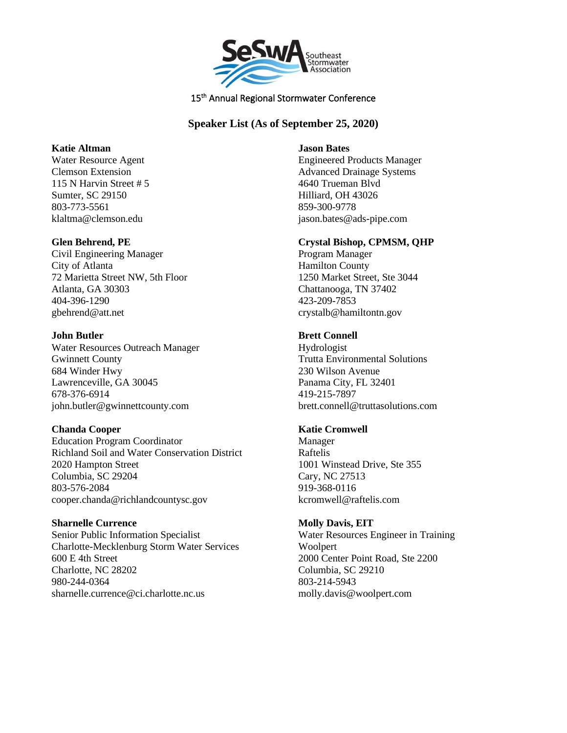Southeast Stormwater Association

15th Annual Regional Stormwater Conference

## Speaker List (As of September 25, 2020)

**Katie Altman**
Water Resource Agent
Clemson Extension
115 N Harvin Street # 5
Sumter, SC 29150
803-773-5561
klaltma@clemson.edu

**Jason Bates**
Engineered Products Manager
Advanced Drainage Systems
4640 Trueman Blvd
Hilliard, OH 43026
859-300-9778
jason.bates@ads-pipe.com

**Glen Behrend, PE**
Civil Engineering Manager
City of Atlanta
72 Marietta Street NW, 5th Floor
Atlanta, GA 30303
404-396-1290
gbehrend@att.net

**Crystal Bishop, CPMSM, QHP**
Program Manager
Hamilton County
1250 Market Street, Ste 3044
Chattanooga, TN 37402
423-209-7853
crystalb@hamiltontn.gov

**John Butler**
Water Resources Outreach Manager
Gwinnett County
684 Winder Hwy
Lawrenceville, GA 30045
678-376-6914
john.butler@gwinnettcounty.com

**Brett Connell**
Hydrologist
Trutta Environmental Solutions
230 Wilson Avenue
Panama City, FL 32401
419-215-7897
brett.connell@truttasolutions.com

**Chanda Cooper**
Education Program Coordinator
Richland Soil and Water Conservation District
2020 Hampton Street
Columbia, SC 29204
803-576-2084
cooper.chanda@richlandcountysc.gov

**Katie Cromwell**
Manager
Raftelis
1001 Winstead Drive, Ste 355
Cary, NC 27513
919-368-0116
kcromwell@raftelis.com

**Sharnelle Currence**
Senior Public Information Specialist
Charlotte-Mecklenburg Storm Water Services
600 E 4th Street
Charlotte, NC 28202
980-244-0364
sharnelle.currence@ci.charlotte.nc.us

**Molly Davis, EIT**
Water Resources Engineer in Training
Woolpert
2000 Center Point Road, Ste 2200
Columbia, SC 29210
803-214-5943
molly.davis@woolpert.com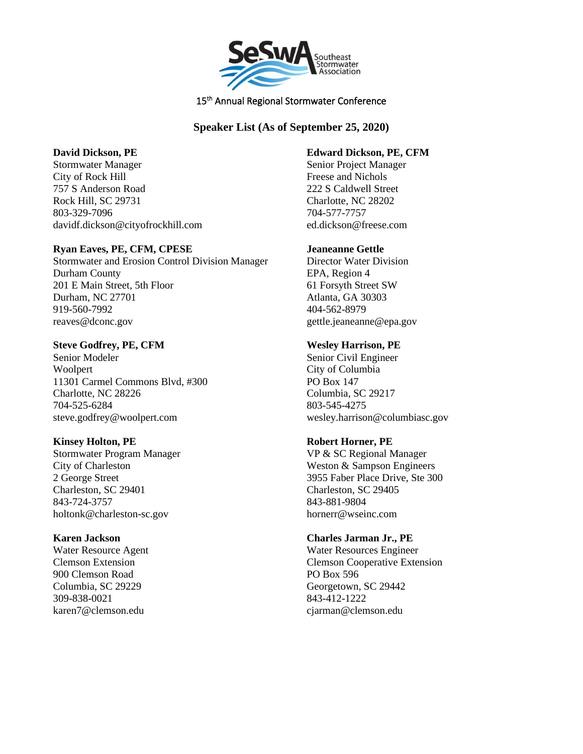Southeast Stormwater Association

15th Annual Regional Stormwater Conference

## Speaker List (As of September 25, 2020)

**David Dickson, PE**
Stormwater Manager
City of Rock Hill
757 S Anderson Road
Rock Hill, SC 29731
803-329-7096
davidf.dickson@cityofrockhill.com

**Edward Dickson, PE, CFM**
Senior Project Manager
Freese and Nichols
222 S Caldwell Street
Charlotte, NC 28202
704-577-7757
ed.dickson@freese.com

**Ryan Eaves, PE, CFM, CPESE**
Stormwater and Erosion Control Division Manager
Durham County
201 E Main Street, 5th Floor
Durham, NC 27701
919-560-7992
reaves@dconc.gov

**Jeaneanne Gettle**
Director Water Division
EPA, Region 4
61 Forsyth Street SW
Atlanta, GA 30303
404-562-8979
gettle.jeaneanne@epa.gov

**Steve Godfrey, PE, CFM**
Senior Modeler
Woolpert
11301 Carmel Commons Blvd, #300
Charlotte, NC 28226
704-525-6284
steve.godfrey@woolpert.com

**Wesley Harrison, PE**
Senior Civil Engineer
City of Columbia
PO Box 147
Columbia, SC 29217
803-545-4275
wesley.harrison@columbiasc.gov

**Kinsey Holton, PE**
Stormwater Program Manager
City of Charleston
2 George Street
Charleston, SC 29401
843-724-3757
holtonk@charleston-sc.gov

**Robert Horner, PE**
VP & SC Regional Manager
Weston & Sampson Engineers
3955 Faber Place Drive, Ste 300
Charleston, SC 29405
843-881-9804
hornerr@wseinc.com

**Karen Jackson**
Water Resource Agent
Clemson Extension
900 Clemson Road
Columbia, SC 29229
309-838-0021
karen7@clemson.edu

**Charles Jarman Jr., PE**
Water Resources Engineer
Clemson Cooperative Extension
PO Box 596
Georgetown, SC 29442
843-412-1222
cjarman@clemson.edu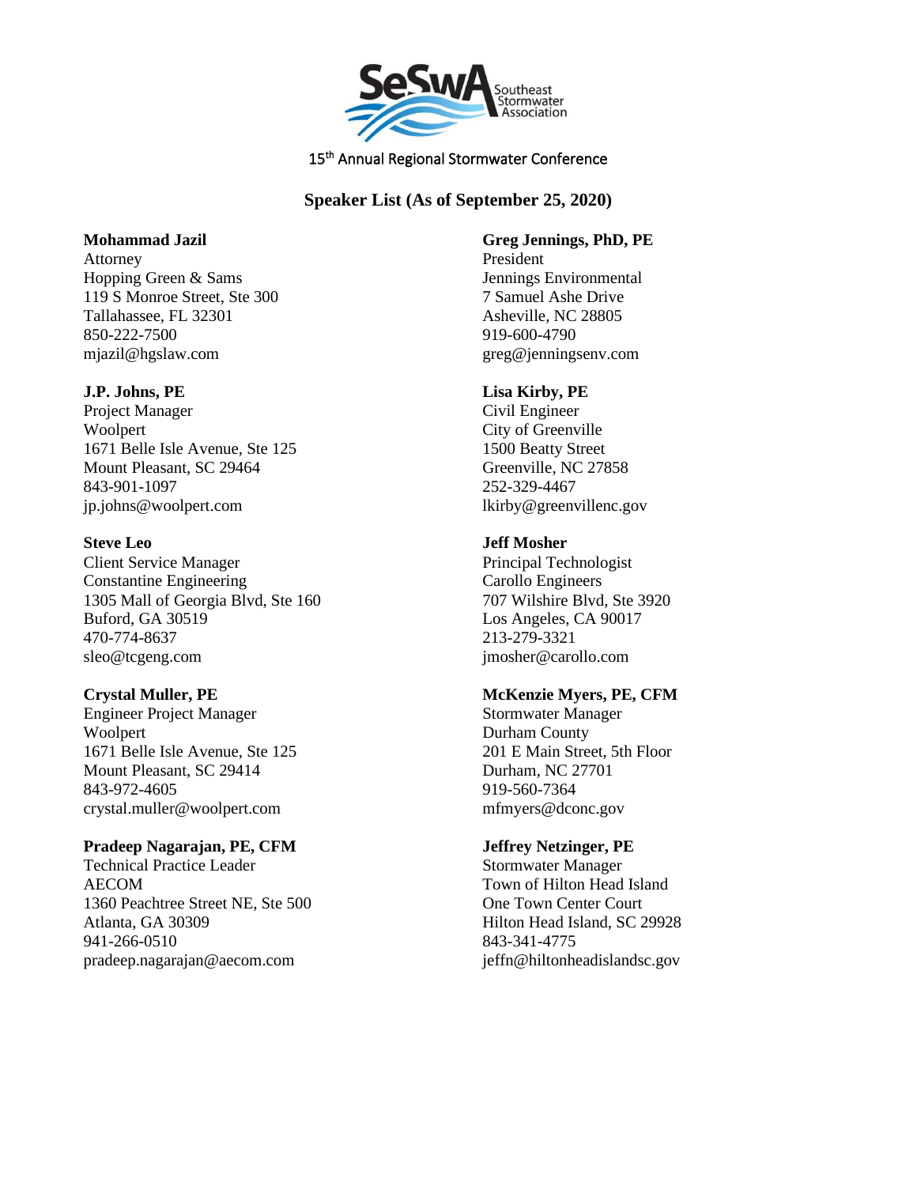15th Annual Regional Stormwater Conference

## Speaker List (As of September 25, 2020)

**Mohammad Jazil**
Attorney
Hopping Green & Sams
119 S Monroe Street, Ste 300
Tallahassee, FL 32301
850-222-7500
mjazil@hgslaw.com

**J.P. Johns, PE**
Project Manager
Woolpert
1671 Belle Isle Avenue, Ste 125
Mount Pleasant, SC 29464
843-901-1097
jp.johns@woolpert.com

**Steve Leo**
Client Service Manager
Constantine Engineering
1305 Mall of Georgia Blvd, Ste 160
Buford, GA 30519
470-774-8637
sleo@tcgeng.com

**Crystal Muller, PE**
Engineer Project Manager
Woolpert
1671 Belle Isle Avenue, Ste 125
Mount Pleasant, SC 29414
843-972-4605
crystal.muller@woolpert.com

**Pradeep Nagarajan, PE, CFM**
Technical Practice Leader
AECOM
1360 Peachtree Street NE, Ste 500
Atlanta, GA 30309
941-266-0510
pradeep.nagarajan@aecom.com

**Greg Jennings, PhD, PE**
President
Jennings Environmental
7 Samuel Ashe Drive
Asheville, NC 28805
919-600-4790
greg@jenningsenv.com

**Lisa Kirby, PE**
Civil Engineer
City of Greenville
1500 Beatty Street
Greenville, NC 27858
252-329-4467
lkirby@greenvillenc.gov

**Jeff Mosher**
Principal Technologist
Carollo Engineers
707 Wilshire Blvd, Ste 3920
Los Angeles, CA 90017
213-279-3321
jmosher@carollo.com

**McKenzie Myers, PE, CFM**
Stormwater Manager
Durham County
201 E Main Street, 5th Floor
Durham, NC 27701
919-560-7364
mfmyers@dconc.gov

**Jeffrey Netzinger, PE**
Stormwater Manager
Town of Hilton Head Island
One Town Center Court
Hilton Head Island, SC 29928
843-341-4775
jeffn@hiltonheadislandsc.gov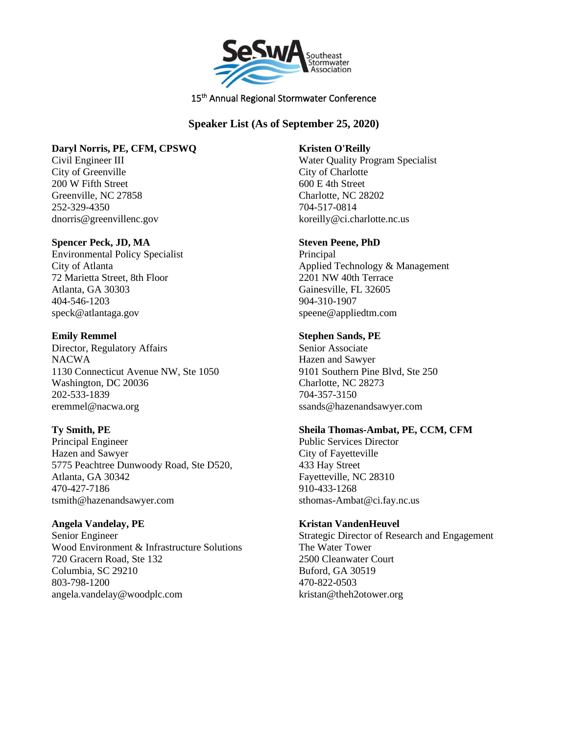15th Annual Regional Stormwater Conference

## Speaker List (As of September 25, 2020)

**Daryl Norris, PE, CFM, CPSWQ**
Civil Engineer III
City of Greenville
200 W Fifth Street
Greenville, NC 27858
252-329-4350
dnorris@greenvillenc.gov

**Kristen O'Reilly**
Water Quality Program Specialist
City of Charlotte
600 E 4th Street
Charlotte, NC 28202
704-517-0814
koreilly@ci.charlotte.nc.us

**Spencer Peck, JD, MA**
Environmental Policy Specialist
City of Atlanta
72 Marietta Street, 8th Floor
Atlanta, GA 30303
404-546-1203
speck@atlantaga.gov

**Steven Peene, PhD**
Principal
Applied Technology & Management
2201 NW 40th Terrace
Gainesville, FL 32605
904-310-1907
speene@appliedtm.com

**Emily Remmel**
Director, Regulatory Affairs
NACWA
1130 Connecticut Avenue NW, Ste 1050
Washington, DC 20036
202-533-1839
eremmel@nacwa.org

**Stephen Sands, PE**
Senior Associate
Hazen and Sawyer
9101 Southern Pine Blvd, Ste 250
Charlotte, NC 28273
704-357-3150
ssands@hazenandsawyer.com

**Ty Smith, PE**
Principal Engineer
Hazen and Sawyer
5775 Peachtree Dunwoody Road, Ste D520,
Atlanta, GA 30342
470-427-7186
tsmith@hazenandsawyer.com

**Sheila Thomas-Ambat, PE, CCM, CFM**
Public Services Director
City of Fayetteville
433 Hay Street
Fayetteville, NC 28310
910-433-1268
sthomas-Ambat@ci.fay.nc.us

**Angela Vandelay, PE**
Senior Engineer
Wood Environment & Infrastructure Solutions
720 Gracern Road, Ste 132
Columbia, SC 29210
803-798-1200
angela.vandelay@woodplc.com

**Kristan VandenHeuvel**
Strategic Director of Research and Engagement
The Water Tower
2500 Cleanwater Court
Buford, GA 30519
470-822-0503
kristan@theh2otower.org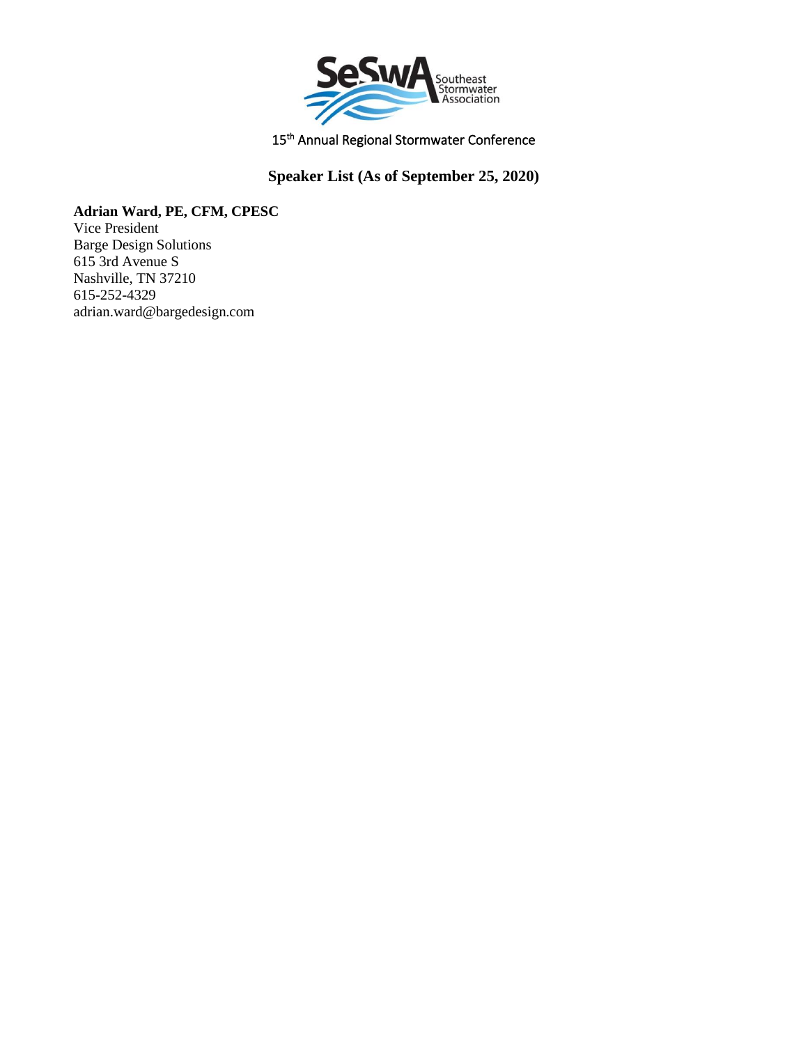15th Annual Regional Stormwater Conference

## Speaker List (As of September 25, 2020)

**Adrian Ward, PE, CFM, CPESC**
Vice President
Barge Design Solutions
615 3rd Avenue S
Nashville, TN 37210
615-252-4329
adrian.ward@bargedesign.com